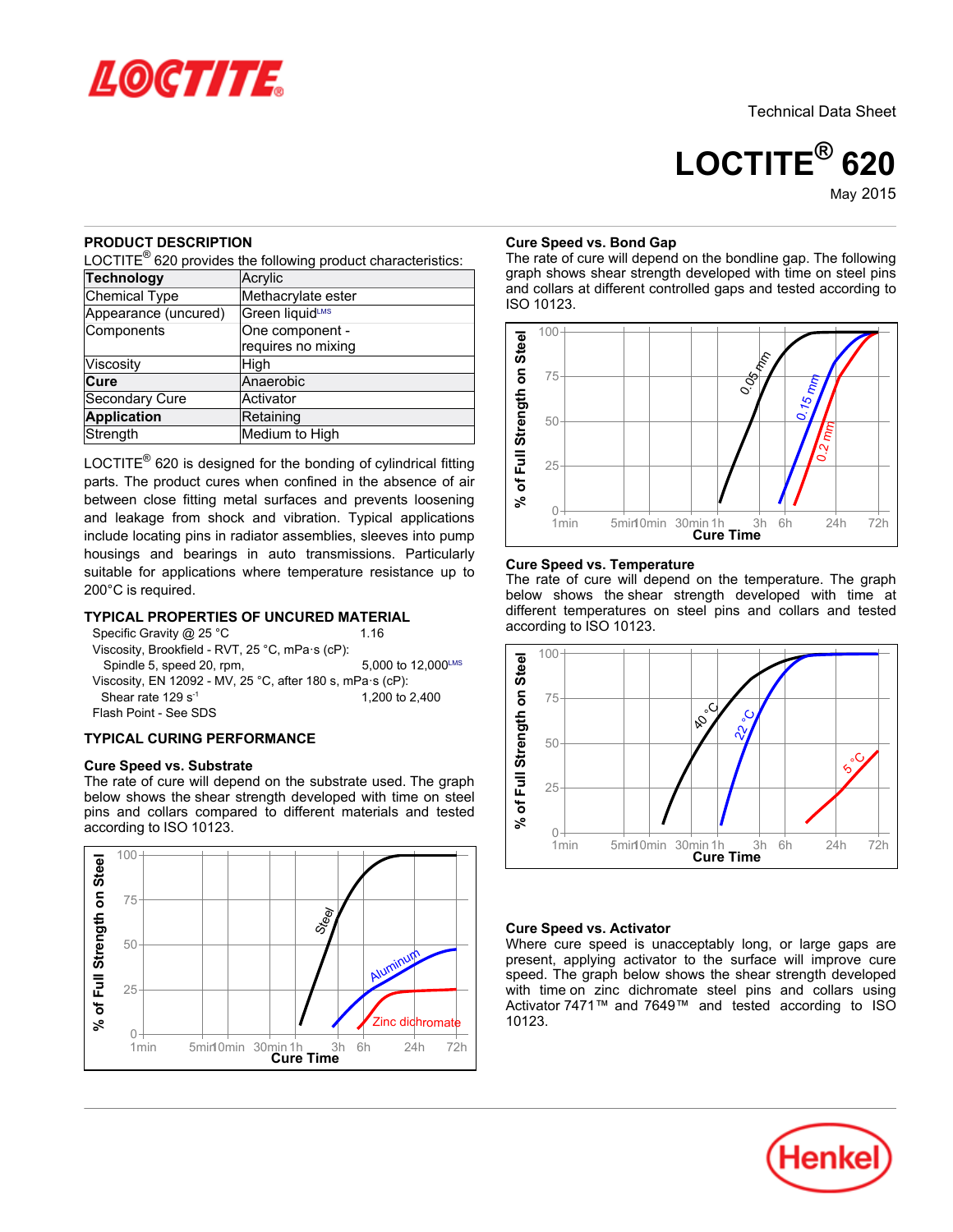Technical Data Sheet

# LOCTITE® 620

May 2015

## PRODUCT DESCRIPTION

LOCTITE® 620 provides the following product characteristics:

| **Technology** | Acrylic |
|---|---|
| Chemical Type | Methacrylate ester |
| Appearance (uncured) | Green liquid^LMS |
| Components | One component - requires no mixing |
| Viscosity | High |
| **Cure** | Anaerobic |
| Secondary Cure | Activator |
| **Application** | Retaining |
| Strength | Medium to High |

LOCTITE® 620 is designed for the bonding of cylindrical fitting parts. The product cures when confined in the absence of air between close fitting metal surfaces and prevents loosening and leakage from shock and vibration. Typical applications include locating pins in radiator assemblies, sleeves into pump housings and bearings in auto transmissions. Particularly suitable for applications where temperature resistance up to 200°C is required.

## TYPICAL PROPERTIES OF UNCURED MATERIAL

Specific Gravity @ 25 °C: 1.16

Viscosity, Brookfield - RVT, 25 °C, mPa·s (cP):
- Spindle 5, speed 20, rpm: 5,000 to 12,000^LMS

Viscosity, EN 12092 - MV, 25 °C, after 180 s, mPa·s (cP):
- Shear rate 129 $s^{-1}$: 1,200 to 2,400

Flash Point - See SDS

## TYPICAL CURING PERFORMANCE

### Cure Speed vs. Substrate

The rate of cure will depend on the substrate used. The graph below shows the shear strength developed with time on steel pins and collars compared to different materials and tested according to ISO 10123.

### Cure Speed vs. Bond Gap

The rate of cure will depend on the bondline gap. The following graph shows shear strength developed with time on steel pins and collars at different controlled gaps and tested according to ISO 10123.

### Cure Speed vs. Temperature

The rate of cure will depend on the temperature. The graph below shows the shear strength developed with time at different temperatures on steel pins and collars and tested according to ISO 10123.

### Cure Speed vs. Activator

Where cure speed is unacceptably long, or large gaps are present, applying activator to the surface will improve cure speed. The graph below shows the shear strength developed with time on zinc dichromate steel pins and collars using Activator 7471™ and 7649™ and tested according to ISO 10123.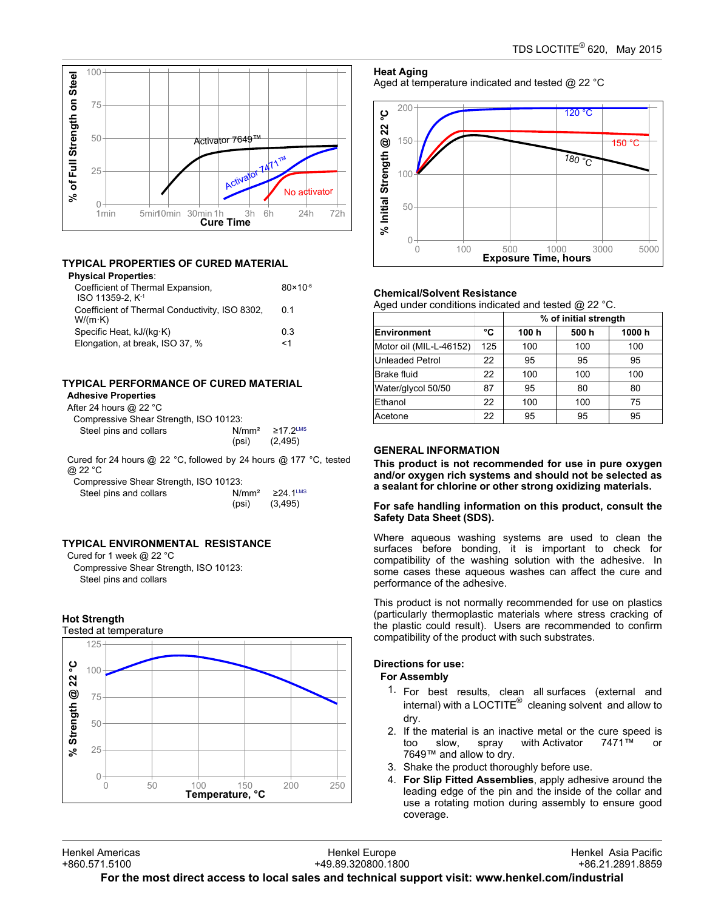## TYPICAL PROPERTIES OF CURED MATERIAL

**Physical Properties**:

| | |
|---|---|
| Coefficient of Thermal Expansion, ISO 11359-2, $K^{-1}$ | $80 \times 10^{-6}$ |
| Coefficient of Thermal Conductivity, ISO 8302, W/(m·K) | 0.1 |
| Specific Heat, kJ/(kg·K) | 0.3 |
| Elongation, at break, ISO 37, % | <1 |

## TYPICAL PERFORMANCE OF CURED MATERIAL

**Adhesive Properties**

After 24 hours @ 22 °C

Compressive Shear Strength, ISO 10123:

| | | |
|---|---|---|
| Steel pins and collars | N/mm² | ≥17.2[LMS] |
| | (psi) | (2,495) |

Cured for 24 hours @ 22 °C, followed by 24 hours @ 177 °C, tested @ 22 °C

Compressive Shear Strength, ISO 10123:

| | | |
|---|---|---|
| Steel pins and collars | N/mm² | ≥24.1[LMS] |
| | (psi) | (3,495) |

## TYPICAL ENVIRONMENTAL RESISTANCE

Cured for 1 week @ 22 °C

Compressive Shear Strength, ISO 10123:

Steel pins and collars

### Hot Strength

Tested at temperature

### Heat Aging

Aged at temperature indicated and tested @ 22 °C

### Chemical/Solvent Resistance

Aged under conditions indicated and tested @ 22 °C.

| | | % of initial strength | | |
|---|---|---|---|---|
| **Environment** | **°C** | **100 h** | **500 h** | **1000 h** |
| Motor oil (MIL-L-46152) | 125 | 100 | 100 | 100 |
| Unleaded Petrol | 22 | 95 | 95 | 95 |
| Brake fluid | 22 | 100 | 100 | 100 |
| Water/glycol 50/50 | 87 | 95 | 80 | 80 |
| Ethanol | 22 | 100 | 100 | 75 |
| Acetone | 22 | 95 | 95 | 95 |

## GENERAL INFORMATION

**This product is not recommended for use in pure oxygen and/or oxygen rich systems and should not be selected as a sealant for chlorine or other strong oxidizing materials.**

**For safe handling information on this product, consult the Safety Data Sheet (SDS).**

Where aqueous washing systems are used to clean the surfaces before bonding, it is important to check for compatibility of the washing solution with the adhesive. In some cases these aqueous washes can affect the cure and performance of the adhesive.

This product is not normally recommended for use on plastics (particularly thermoplastic materials where stress cracking of the plastic could result). Users are recommended to confirm compatibility of the product with such substrates.

**Directions for use:**

**For Assembly**

1. For best results, clean all surfaces (external and internal) with a LOCTITE® cleaning solvent and allow to dry.
2. If the material is an inactive metal or the cure speed is too slow, spray with Activator 7471™ or 7649™ and allow to dry.
3. Shake the product thoroughly before use.
4. **For Slip Fitted Assemblies**, apply adhesive around the leading edge of the pin and the inside of the collar and use a rotating motion during assembly to ensure good coverage.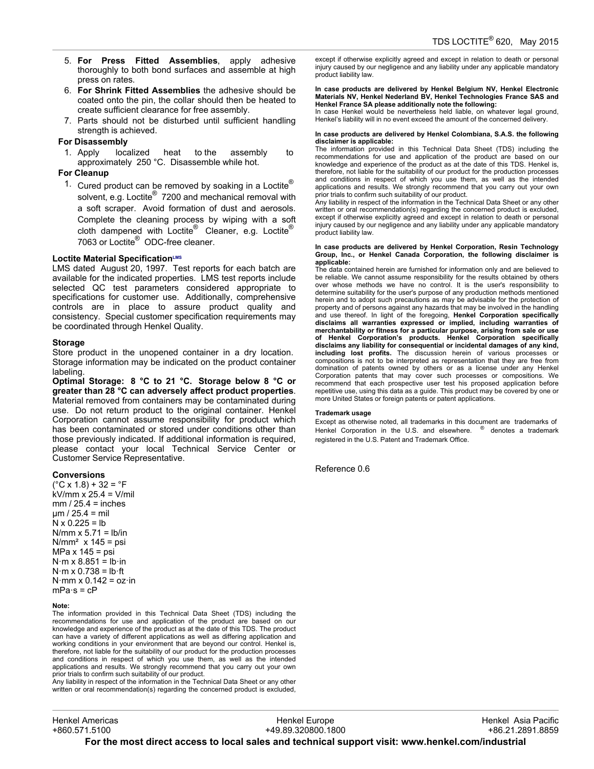5. **For Press Fitted Assemblies**, apply adhesive thoroughly to both bond surfaces and assemble at high press on rates.
6. **For Shrink Fitted Assemblies** the adhesive should be coated onto the pin, the collar should then be heated to create sufficient clearance for free assembly.
7. Parts should not be disturbed until sufficient handling strength is achieved.

**For Disassembly**

1. Apply localized heat to the assembly to approximately 250 °C. Disassemble while hot.

**For Cleanup**

1. Cured product can be removed by soaking in a Loctite® solvent, e.g. Loctite® 7200 and mechanical removal with a soft scraper. Avoid formation of dust and aerosols. Complete the cleaning process by wiping with a soft cloth dampened with Loctite® Cleaner, e.g. Loctite® 7063 or Loctite® ODC-free cleaner.

## Loctite Material Specification[LMS]

LMS dated August 20, 1997. Test reports for each batch are available for the indicated properties. LMS test reports include selected QC test parameters considered appropriate to specifications for customer use. Additionally, comprehensive controls are in place to assure product quality and consistency. Special customer specification requirements may be coordinated through Henkel Quality.

## Storage

Store product in the unopened container in a dry location. Storage information may be indicated on the product container labeling.

**Optimal Storage: 8 °C to 21 °C. Storage below 8 °C or greater than 28 °C can adversely affect product properties**. Material removed from containers may be contaminated during use. Do not return product to the original container. Henkel Corporation cannot assume responsibility for product which has been contaminated or stored under conditions other than those previously indicated. If additional information is required, please contact your local Technical Service Center or Customer Service Representative.

## Conversions

(°C x 1.8) + 32 = °F
kV/mm x 25.4 = V/mil
mm / 25.4 = inches
µm / 25.4 = mil
N x 0.225 = lb
N/mm x 5.71 = lb/in
N/mm² x 145 = psi
MPa x 145 = psi
N·m x 8.851 = lb·in
N·m x 0.738 = lb·ft
N·mm x 0.142 = oz·in
mPa·s = cP

**Note:**
The information provided in this Technical Data Sheet (TDS) including the recommendations for use and application of the product are based on our knowledge and experience of the product as at the date of this TDS. The product can have a variety of different applications as well as differing application and working conditions in your environment that are beyond our control. Henkel is, therefore, not liable for the suitability of our product for the production processes and conditions in respect of which you use them, as well as the intended applications and results. We strongly recommend that you carry out your own prior trials to confirm such suitability of our product.
Any liability in respect of the information in the Technical Data Sheet or any other written or oral recommendation(s) regarding the concerned product is excluded, except if otherwise explicitly agreed and except in relation to death or personal injury caused by our negligence and any liability under any applicable mandatory product liability law.

**In case products are delivered by Henkel Belgium NV, Henkel Electronic Materials NV, Henkel Nederland BV, Henkel Technologies France SAS and Henkel France SA please additionally note the following:**
In case Henkel would be nevertheless held liable, on whatever legal ground, Henkel's liability will in no event exceed the amount of the concerned delivery.

**In case products are delivered by Henkel Colombiana, S.A.S. the following disclaimer is applicable:**
The information provided in this Technical Data Sheet (TDS) including the recommendations for use and application of the product are based on our knowledge and experience of the product as at the date of this TDS. Henkel is, therefore, not liable for the suitability of our product for the production processes and conditions in respect of which you use them, as well as the intended applications and results. We strongly recommend that you carry out your own prior trials to confirm such suitability of our product.
Any liability in respect of the information in the Technical Data Sheet or any other written or oral recommendation(s) regarding the concerned product is excluded, except if otherwise explicitly agreed and except in relation to death or personal injury caused by our negligence and any liability under any applicable mandatory product liability law.

**In case products are delivered by Henkel Corporation, Resin Technology Group, Inc., or Henkel Canada Corporation, the following disclaimer is applicable:**
The data contained herein are furnished for information only and are believed to be reliable. We cannot assume responsibility for the results obtained by others over whose methods we have no control. It is the user's responsibility to determine suitability for the user's purpose of any production methods mentioned herein and to adopt such precautions as may be advisable for the protection of property and of persons against any hazards that may be involved in the handling and use thereof. In light of the foregoing, **Henkel Corporation specifically disclaims all warranties expressed or implied, including warranties of merchantability or fitness for a particular purpose, arising from sale or use of Henkel Corporation's products. Henkel Corporation specifically disclaims any liability for consequential or incidental damages of any kind, including lost profits.** The discussion herein of various processes or compositions is not to be interpreted as representation that they are free from domination of patents owned by others or as a license under any Henkel Corporation patents that may cover such processes or compositions. We recommend that each prospective user test his proposed application before repetitive use, using this data as a guide. This product may be covered by one or more United States or foreign patents or patent applications.

**Trademark usage**
Except as otherwise noted, all trademarks in this document are trademarks of Henkel Corporation in the U.S. and elsewhere. ® denotes a trademark registered in the U.S. Patent and Trademark Office.

Reference 0.6